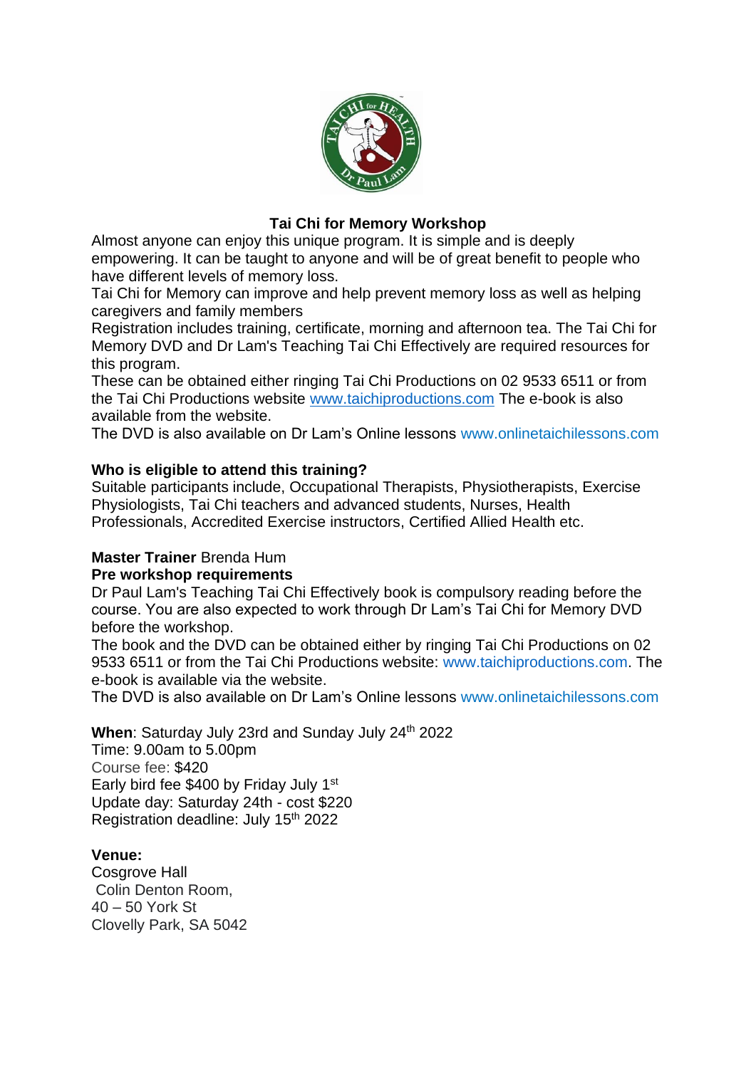# Tai Chi for Memory Workshop

Almost anyone can enjoy this unique program. It is simple and is deeply empowering. It can be taught to anyone and will be of great benefit to people who have different levels of memory loss.

Tai Chi for Memory can improve and help prevent memory loss as well as helping caregivers and family members

Registration includes training, certificate, morning and afternoon tea. The Tai Chi for Memory DVD and Dr Lam's Teaching Tai Chi Effectively are required resources for this program.

These can be obtained either ringing Tai Chi Productions on 02 9533 6511 or from the Tai Chi Productions website www.taichiproductions.com The e-book is also available from the website.

The DVD is also available on Dr Lam's Online lessons www.onlinetaichilessons.com

**Who is eligible to attend this training?**

Suitable participants include, Occupational Therapists, Physiotherapists, Exercise Physiologists, Tai Chi teachers and advanced students, Nurses, Health Professionals, Accredited Exercise instructors, Certified Allied Health etc.

**Master Trainer** Brenda Hum

**Pre workshop requirements**

Dr Paul Lam's Teaching Tai Chi Effectively book is compulsory reading before the course. You are also expected to work through Dr Lam's Tai Chi for Memory DVD before the workshop.

The book and the DVD can be obtained either by ringing Tai Chi Productions on 02 9533 6511 or from the Tai Chi Productions website: www.taichiproductions.com. The e-book is available via the website.

The DVD is also available on Dr Lam's Online lessons www.onlinetaichilessons.com

**When**: Saturday July 23rd and Sunday July 24th 2022
Time: 9.00am to 5.00pm
Course fee: $420
Early bird fee $400 by Friday July 1st
Update day: Saturday 24th - cost $220
Registration deadline: July 15th 2022

**Venue:**
Cosgrove Hall
Colin Denton Room,
40 – 50 York St
Clovelly Park, SA 5042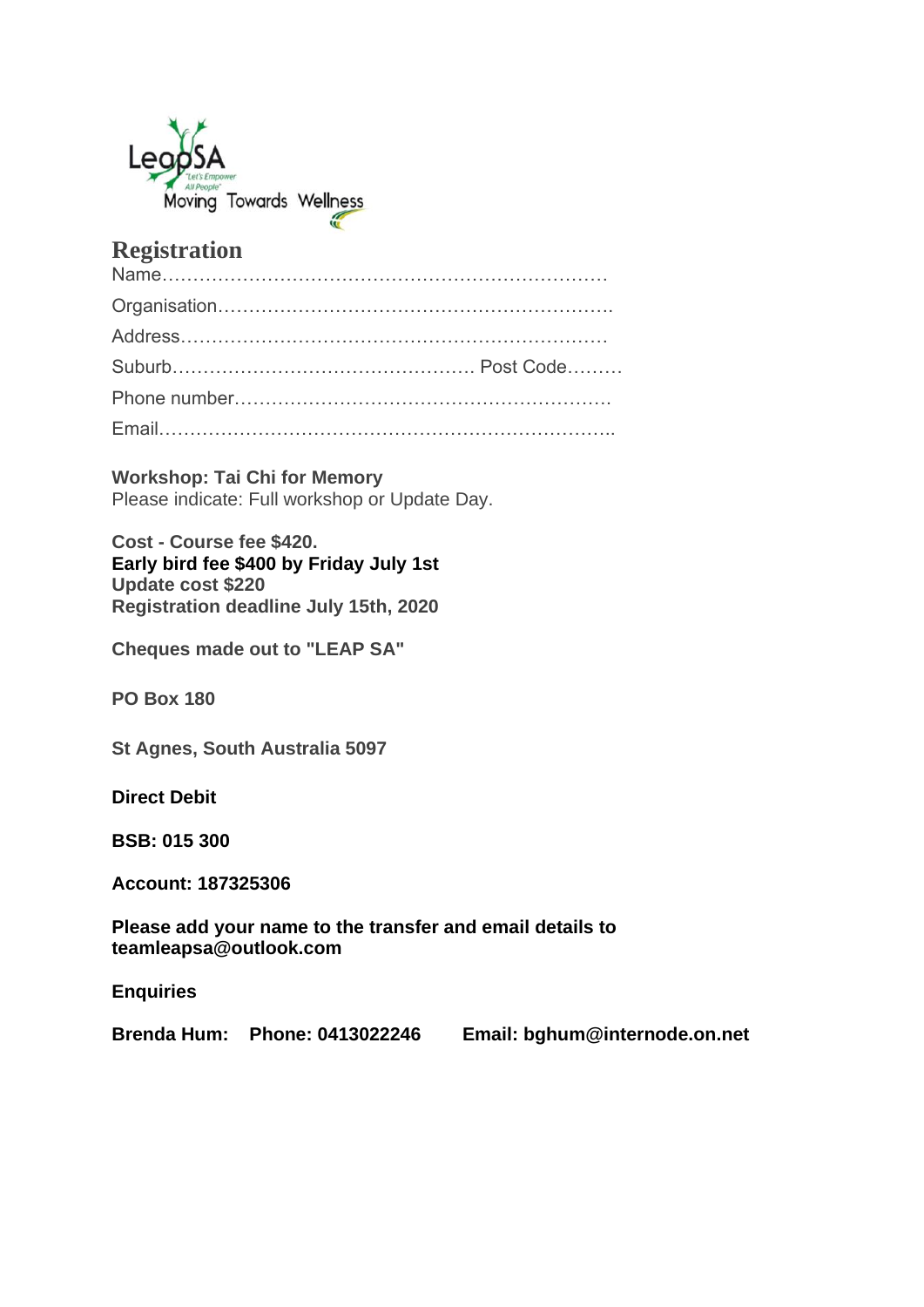LeapSA
"Let's Empower All People"
Moving Towards Wellness

## Registration

Name…………………………………………………………………

Organisation……………………………………………………….

Address……………………………………………………………

Suburb………………………………………… Post Code………

Phone number…………………………………………………….

Email……………………………………………………………….

**Workshop: Tai Chi for Memory**
Please indicate: Full workshop or Update Day.

**Cost - Course fee $420.**
**Early bird fee $400 by Friday July 1st**
**Update cost $220**
**Registration deadline July 15th, 2020**

**Cheques made out to "LEAP SA"**

**PO Box 180**

**St Agnes, South Australia 5097**

**Direct Debit**

**BSB: 015 300**

**Account: 187325306**

**Please add your name to the transfer and email details to teamleapsa@outlook.com**

**Enquiries**

**Brenda Hum: Phone: 0413022246 Email: bghum@internode.on.net**